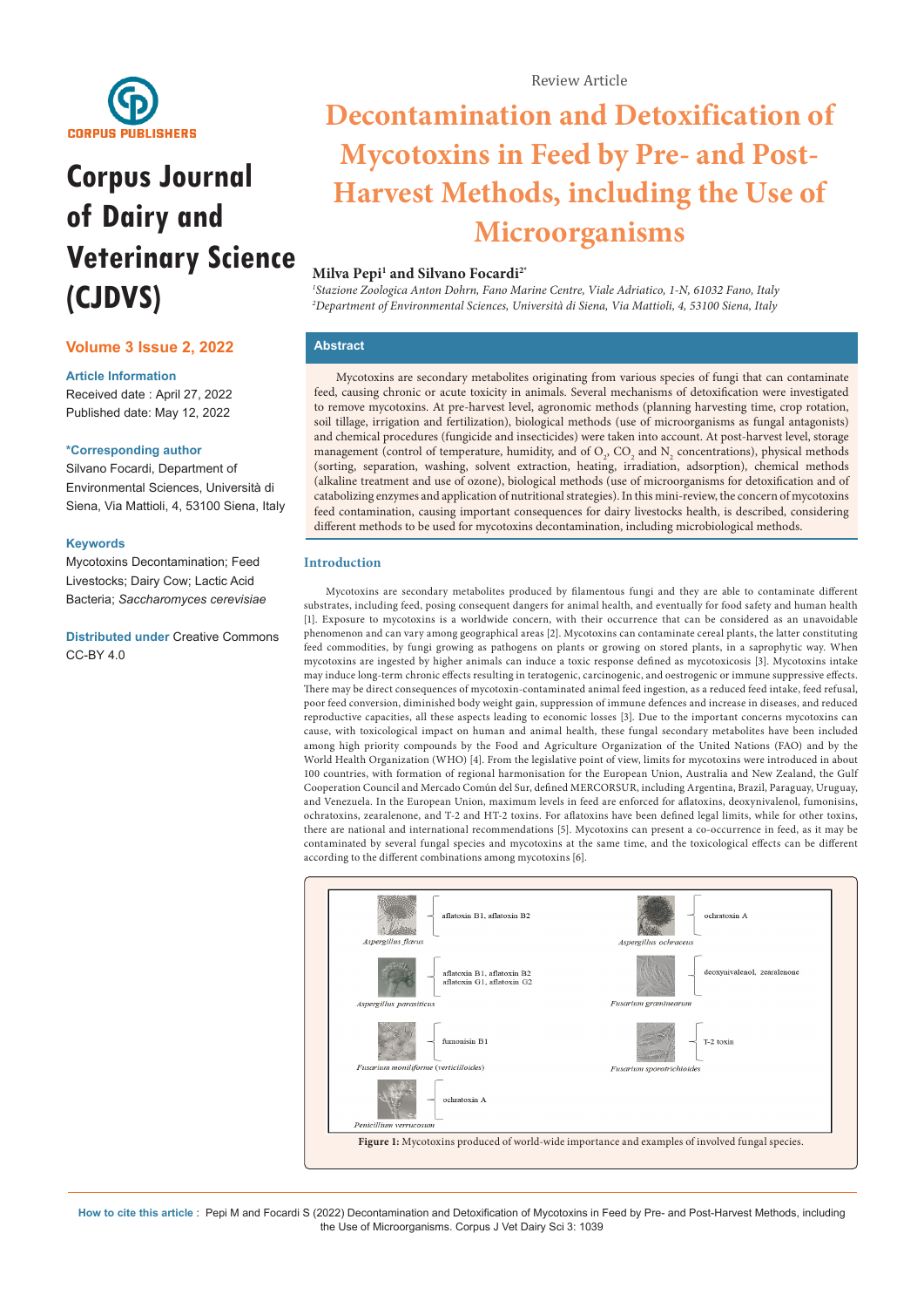Review Article

# Decontamination and Detoxification of Mycotoxins in Feed by Pre- and Post-Harvest Methods, including the Use of Microorganisms

**Milva Pepi[1] and Silvano Focardi[2*]**

[1]*Stazione Zoologica Anton Dohrn, Fano Marine Centre, Viale Adriatico, 1-N, 61032 Fano, Italy*
[2]*Department of Environmental Sciences, Università di Siena, Via Mattioli, 4, 53100 Siena, Italy*

**Corpus Journal of Dairy and Veterinary Science (CJDVS)**

**Volume 3 Issue 2, 2022**

**Article Information**
Received date : April 27, 2022
Published date: May 12, 2022

**\*Corresponding author**
Silvano Focardi, Department of Environmental Sciences, Università di Siena, Via Mattioli, 4, 53100 Siena, Italy

**Keywords**
Mycotoxins Decontamination; Feed Livestocks; Dairy Cow; Lactic Acid Bacteria; *Saccharomyces cerevisiae*

**Distributed under** Creative Commons CC-BY 4.0

## Abstract

Mycotoxins are secondary metabolites originating from various species of fungi that can contaminate feed, causing chronic or acute toxicity in animals. Several mechanisms of detoxification were investigated to remove mycotoxins. At pre-harvest level, agronomic methods (planning harvesting time, crop rotation, soil tillage, irrigation and fertilization), biological methods (use of microorganisms as fungal antagonists) and chemical procedures (fungicide and insecticides) were taken into account. At post-harvest level, storage management (control of temperature, humidity, and of $O_2$, $CO_2$ and $N_2$ concentrations), physical methods (sorting, separation, washing, solvent extraction, heating, irradiation, adsorption), chemical methods (alkaline treatment and use of ozone), biological methods (use of microorganisms for detoxification and of catabolizing enzymes and application of nutritional strategies). In this mini-review, the concern of mycotoxins feed contamination, causing important consequences for dairy livestocks health, is described, considering different methods to be used for mycotoxins decontamination, including microbiological methods.

## Introduction

Mycotoxins are secondary metabolites produced by filamentous fungi and they are able to contaminate different substrates, including feed, posing consequent dangers for animal health, and eventually for food safety and human health [1]. Exposure to mycotoxins is a worldwide concern, with their occurrence that can be considered as an unavoidable phenomenon and can vary among geographical areas [2]. Mycotoxins can contaminate cereal plants, the latter constituting feed commodities, by fungi growing as pathogens on plants or growing on stored plants, in a saprophytic way. When mycotoxins are ingested by higher animals can induce a toxic response defined as mycotoxicosis [3]. Mycotoxins intake may induce long-term chronic effects resulting in teratogenic, carcinogenic, and oestrogenic or immune suppressive effects. There may be direct consequences of mycotoxin-contaminated animal feed ingestion, as a reduced feed intake, feed refusal, poor feed conversion, diminished body weight gain, suppression of immune defences and increase in diseases, and reduced reproductive capacities, all these aspects leading to economic losses [3]. Due to the important concerns mycotoxins can cause, with toxicological impact on human and animal health, these fungal secondary metabolites have been included among high priority compounds by the Food and Agriculture Organization of the United Nations (FAO) and by the World Health Organization (WHO) [4]. From the legislative point of view, limits for mycotoxins were introduced in about 100 countries, with formation of regional harmonisation for the European Union, Australia and New Zealand, the Gulf Cooperation Council and Mercado Común del Sur, defined MERCORSUR, including Argentina, Brazil, Paraguay, Uruguay, and Venezuela. In the European Union, maximum levels in feed are enforced for aflatoxins, deoxynivalenol, fumonisins, ochratoxins, zearalenone, and T-2 and HT-2 toxins. For aflatoxins have been defined legal limits, while for other toxins, there are national and international recommendations [5]. Mycotoxins can present a co-occurrence in feed, as it may be contaminated by several fungal species and mycotoxins at the same time, and the toxicological effects can be different according to the different combinations among mycotoxins [6].

| Fungal species | Mycotoxins |
|---|---|
| *Aspergillus flavus* | aflatoxin B1, aflatoxin B2 |
| *Aspergillus parasiticus* | aflatoxin B1, aflatoxin B2, aflatoxin G1, aflatoxin G2 |
| *Fusarium moniliforme (verticilloides)* | fumonisin B1 |
| *Penicillium verrucosum* | ochratoxin A |
| *Aspergillus ochraceus* | ochratoxin A |
| *Fusarium graminearum* | deoxynivalenol, zearalenone |
| *Fusarium sporotrichioides* | T-2 toxin |

**Figure 1:** Mycotoxins produced of world-wide importance and examples of involved fungal species.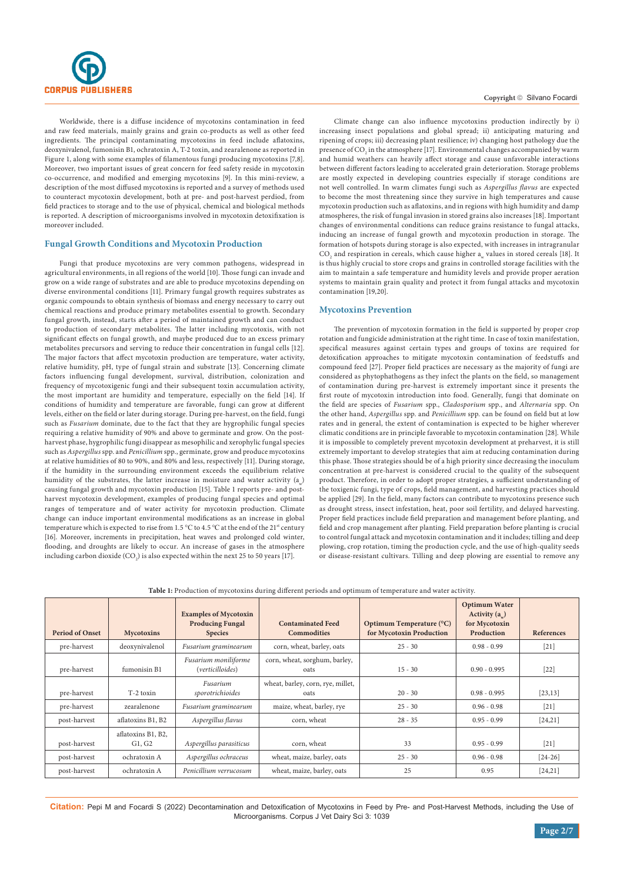Worldwide, there is a diffuse incidence of mycotoxins contamination in feed and raw feed materials, mainly grains and grain co-products as well as other feed ingredients. The principal contaminating mycotoxins in feed include aflatoxins, deoxynivalenol, fumonisin B1, ochratoxin A, T-2 toxin, and zearalenone as reported in Figure 1, along with some examples of filamentous fungi producing mycotoxins [7,8]. Moreover, two important issues of great concern for feed safety reside in mycotoxin co-occurrence, and modified and emerging mycotoxins [9]. In this mini-review, a description of the most diffused mycotoxins is reported and a survey of methods used to counteract mycotoxin development, both at pre- and post-harvest perdiod, from field practices to storage and to the use of physical, chemical and biological methods is reported. A description of microorganisms involved in mycotoxin detoxifixation is moreover included.

## Fungal Growth Conditions and Mycotoxin Production

Fungi that produce mycotoxins are very common pathogens, widespread in agricultural environments, in all regions of the world [10]. Those fungi can invade and grow on a wide range of substrates and are able to produce mycotoxins depending on diverse environmental conditions [11]. Primary fungal growth requires substrates as organic compounds to obtain synthesis of biomass and energy necessary to carry out chemical reactions and produce primary metabolites essential to growth. Secondary fungal growth, instead, starts after a period of maintained growth and can conduct to production of secondary metabolites. The latter including mycotoxis, with not significant effects on fungal growth, and maybe produced due to an excess primary metabolites precursors and serving to reduce their concentration in fungal cells [12]. The major factors that affect mycotoxin production are temperature, water activity, relative humidity, pH, type of fungal strain and substrate [13]. Concerning climate factors influencing fungal development, survival, distribution, colonization and frequency of mycotoxigenic fungi and their subsequent toxin accumulation activity, the most important are humidity and temperature, especially on the field [14]. If conditions of humidity and temperature are favorable, fungi can grow at different levels, either on the field or later during storage. During pre-harvest, on the field, fungi such as *Fusarium* dominate, due to the fact that they are hygrophilic fungal species requiring a relative humidity of 90% and above to germinate and grow. On the post-harvest phase, hygrophilic fungi disappear as mesophilic and xerophylic fungal species such as *Aspergillus* spp. and *Penicillium* spp., germinate, grow and produce mycotoxins at relative humidities of 80 to 90%, and 80% and less, respectively [11]. During storage, if the humidity in the surrounding environment exceeds the equilibrium relative humidity of the substrates, the latter increase in moisture and water activity ($a_w$) causing fungal growth and mycotoxin production [15]. Table 1 reports pre- and post-harvest mycotoxin development, examples of producing fungal species and optimal ranges of temperature and of water activity for mycotoxin production. Climate change can induce important environmental modifications as an increase in global temperature which is expected to rise from 1.5 °C to 4.5 °C at the end of the 21st century [16]. Moreover, increments in precipitation, heat waves and prolonged cold winter, flooding, and droughts are likely to occur. An increase of gases in the atmosphere including carbon dioxide ($CO_2$) is also expected within the next 25 to 50 years [17].

Climate change can also influence mycotoxins production indirectly by i) increasing insect populations and global spread; ii) anticipating maturing and ripening of crops; iii) decreasing plant resilience; iv) changing host pathology due the presence of $CO_2$ in the atmosphere [17]. Environmental changes accompanied by warm and humid weathers can heavily affect storage and cause unfavorable interactions between different factors leading to accelerated grain deterioration. Storage problems are mostly expected in developing countries especially if storage conditions are not well controlled. In warm climates fungi such as *Aspergillus flavus* are expected to become the most threatening since they survive in high temperatures and cause mycotoxin production such as aflatoxins, and in regions with high humidity and damp atmospheres, the risk of fungal invasion in stored grains also increases [18]. Important changes of environmental conditions can reduce grains resistance to fungal attacks, inducing an increase of fungal growth and mycotoxin production in storage. The formation of hotspots during storage is also expected, with increases in intragranular $CO_2$ and respiration in cereals, which cause higher $a_w$ values in stored cereals [18]. It is thus highly crucial to store crops and grains in controlled storage facilities with the aim to maintain a safe temperature and humidity levels and provide proper aeration systems to maintain grain quality and protect it from fungal attacks and mycotoxin contamination [19,20].

## Mycotoxins Prevention

The prevention of mycotoxin formation in the field is supported by proper crop rotation and fungicide administration at the right time. In case of toxin manifestation, specifical measures against certain types and groups of toxins are required for detoxification approaches to mitigate mycotoxin contamination of feedstuffs and compound feed [27]. Proper field practices are necessary as the majority of fungi are considered as phytophathogens as they infect the plants on the field, so management of contamination during pre-harvest is extremely important since it presents the first route of mycotoxin introduction into food. Generally, fungi that dominate on the field are species of *Fusarium* spp., *Cladosporium* spp., and *Alternaria* spp. On the other hand, *Aspergillus* spp. and *Penicillium* spp. can be found on field but at low rates and in general, the extent of contamination is expected to be higher wherever climatic conditions are in principle favorable to mycotoxin contamination [28]. While it is impossible to completely prevent mycotoxin development at preharvest, it is still extremely important to develop strategies that aim at reducing contamination during this phase. Those strategies should be of a high priority since decreasing the inoculum concentration at pre-harvest is considered crucial to the quality of the subsequent product. Therefore, in order to adopt proper strategies, a sufficient understanding of the toxigenic fungi, type of crops, field management, and harvesting practices should be applied [29]. In the field, many factors can contribute to mycotoxins presence such as drought stress, insect infestation, heat, poor soil fertility, and delayed harvesting. Proper field practices include field preparation and management before planting, and field and crop management after planting. Field preparation before planting is crucial to control fungal attack and mycotoxin contamination and it includes; tilling and deep plowing, crop rotation, timing the production cycle, and the use of high-quality seeds or disease-resistant cultivars. Tilling and deep plowing are essential to remove any

**Table 1:** Production of mycotoxins during different periods and optimum of temperature and water activity.

| Period of Onset | Mycotoxins | Examples of Mycotoxin Producing Fungal Species | Contaminated Feed Commodities | Optimum Temperature (°C) for Mycotoxin Production | Optimum Water Activity ($a_w$) for Mycotoxin Production | References |
|---|---|---|---|---|---|---|
| pre-harvest | deoxynivalenol | *Fusarium graminearum* | corn, wheat, barley, oats | 25 - 30 | 0.98 - 0.99 | [21] |
| pre-harvest | fumonisin B1 | *Fusarium moniliforme (verticilloides)* | corn, wheat, sorghum, barley, oats | 15 - 30 | 0.90 - 0.995 | [22] |
| pre-harvest | T-2 toxin | *Fusarium sporotrichioides* | wheat, barley, corn, rye, millet, oats | 20 - 30 | 0.98 - 0.995 | [23,13] |
| pre-harvest | zearalenone | *Fusarium graminearum* | maize, wheat, barley, rye | 25 - 30 | 0.96 - 0.98 | [21] |
| post-harvest | aflatoxins B1, B2 | *Aspergillus flavus* | corn, wheat | 28 - 35 | 0.95 - 0.99 | [24,21] |
| post-harvest | aflatoxins B1, B2, G1, G2 | *Aspergillus parasiticus* | corn, wheat | 33 | 0.95 - 0.99 | [21] |
| post-harvest | ochratoxin A | *Aspergillus ochraceus* | wheat, maize, barley, oats | 25 - 30 | 0.96 - 0.98 | [24-26] |
| post-harvest | ochratoxin A | *Penicillium verrucosum* | wheat, maize, barley, oats | 25 | 0.95 | [24,21] |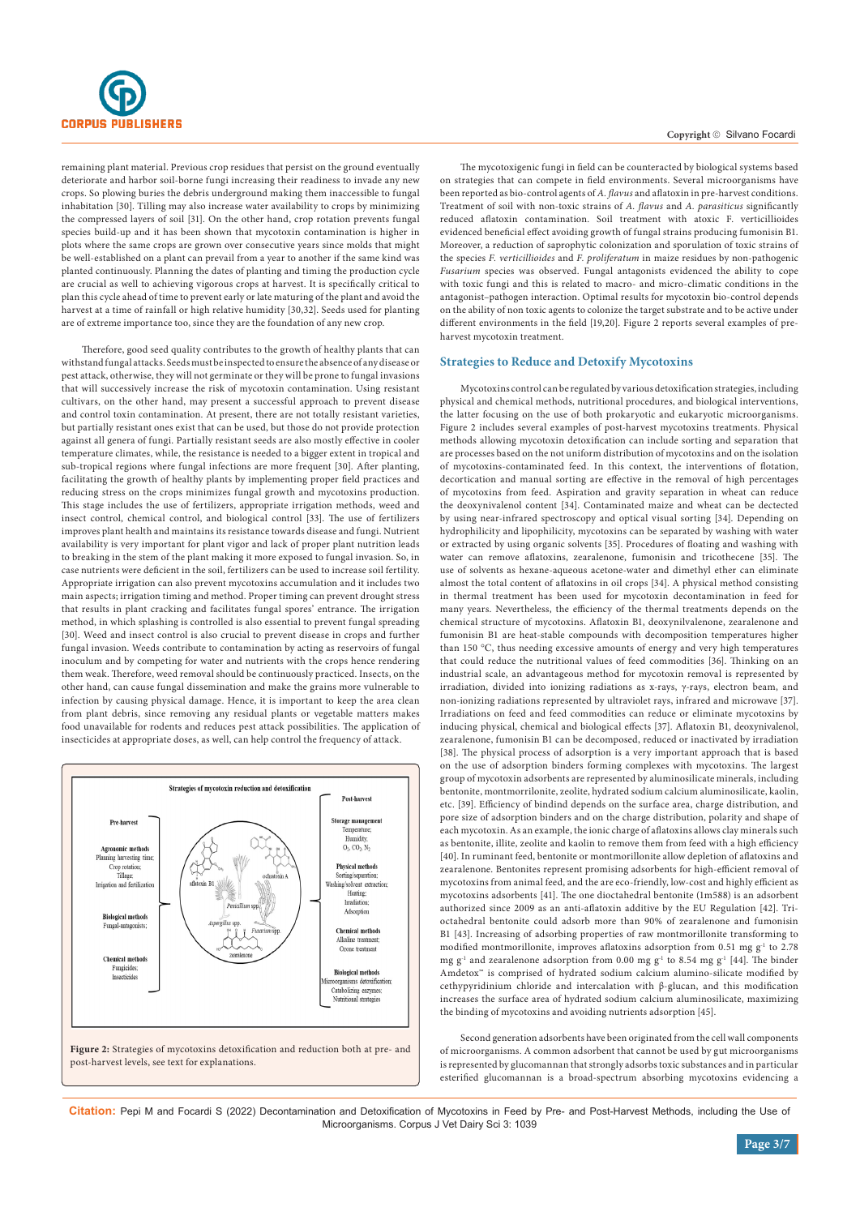remaining plant material. Previous crop residues that persist on the ground eventually deteriorate and harbor soil-borne fungi increasing their readiness to invade any new crops. So plowing buries the debris underground making them inaccessible to fungal inhabitation [30]. Tilling may also increase water availability to crops by minimizing the compressed layers of soil [31]. On the other hand, crop rotation prevents fungal species build-up and it has been shown that mycotoxin contamination is higher in plots where the same crops are grown over consecutive years since molds that might be well-established on a plant can prevail from a year to another if the same kind was planted continuously. Planning the dates of planting and timing the production cycle are crucial as well to achieving vigorous crops at harvest. It is specifically critical to plan this cycle ahead of time to prevent early or late maturing of the plant and avoid the harvest at a time of rainfall or high relative humidity [30,32]. Seeds used for planting are of extreme importance too, since they are the foundation of any new crop.

Therefore, good seed quality contributes to the growth of healthy plants that can withstand fungal attacks. Seeds must be inspected to ensure the absence of any disease or pest attack, otherwise, they will not germinate or they will be prone to fungal invasions that will successively increase the risk of mycotoxin contamination. Using resistant cultivars, on the other hand, may present a successful approach to prevent disease and control toxin contamination. At present, there are not totally resistant varieties, but partially resistant ones exist that can be used, but those do not provide protection against all genera of fungi. Partially resistant seeds are also mostly effective in cooler temperature climates, while, the resistance is needed to a bigger extent in tropical and sub-tropical regions where fungal infections are more frequent [30]. After planting, facilitating the growth of healthy plants by implementing proper field practices and reducing stress on the crops minimizes fungal growth and mycotoxins production. This stage includes the use of fertilizers, appropriate irrigation methods, weed and insect control, chemical control, and biological control [33]. The use of fertilizers improves plant health and maintains its resistance towards disease and fungi. Nutrient availability is very important for plant vigor and lack of proper plant nutrition leads to breaking in the stem of the plant making it more exposed to fungal invasion. So, in case nutrients were deficient in the soil, fertilizers can be used to increase soil fertility. Appropriate irrigation can also prevent mycotoxins accumulation and it includes two main aspects; irrigation timing and method. Proper timing can prevent drought stress that results in plant cracking and facilitates fungal spores' entrance. The irrigation method, in which splashing is controlled is also essential to prevent fungal spreading [30]. Weed and insect control is also crucial to prevent disease in crops and further fungal invasion. Weeds contribute to contamination by acting as reservoirs of fungal inoculum and by competing for water and nutrients with the crops hence rendering them weak. Therefore, weed removal should be continuously practiced. Insects, on the other hand, can cause fungal dissemination and make the grains more vulnerable to infection by causing physical damage. Hence, it is important to keep the area clean from plant debris, since removing any residual plants or vegetable matters makes food unavailable for rodents and reduces pest attack possibilities. The application of insecticides at appropriate doses, as well, can help control the frequency of attack.

Strategies of mycotoxin reduction and detoxification

Pre-harvest: Agronomic methods (Planning harvesting time; Crop rotation; Tillage; Irrigation and fertilization); Biological methods (Fungal-antagonists); Chemical methods (Fungicides; Insecticides)

Post-harvest: Storage management (Temperature; Humidity; $O_2$, $CO_2$, $N_2$); Physical methods (Sorting/separation; Washing/solvent extraction; Heating; Irradiation; Adsorption); Chemical methods (Alkaline treatment; Ozone treatment); Biological methods (Microorganisms detoxification; Catabolizing enzymes; Nutritional strategies)

**Figure 2:** Strategies of mycotoxins detoxification and reduction both at pre- and post-harvest levels, see text for explanations.

The mycotoxigenic fungi in field can be counteracted by biological systems based on strategies that can compete in field environments. Several microorganisms have been reported as bio-control agents of *A. flavus* and aflatoxin in pre-harvest conditions. Treatment of soil with non-toxic strains of *A. flavus* and *A. parasiticus* significantly reduced aflatoxin contamination. Soil treatment with atoxic F. verticillioides evidenced beneficial effect avoiding growth of fungal strains producing fumonisin B1. Moreover, a reduction of saprophytic colonization and sporulation of toxic strains of the species *F. verticillioides* and *F. proliferatum* in maize residues by non-pathogenic *Fusarium* species was observed. Fungal antagonists evidenced the ability to cope with toxic fungi and this is related to macro- and micro-climatic conditions in the antagonist–pathogen interaction. Optimal results for mycotoxin bio-control depends on the ability of non toxic agents to colonize the target substrate and to be active under different environments in the field [19,20]. Figure 2 reports several examples of pre-harvest mycotoxin treatment.

## Strategies to Reduce and Detoxify Mycotoxins

Mycotoxins control can be regulated by various detoxification strategies, including physical and chemical methods, nutritional procedures, and biological interventions, the latter focusing on the use of both prokaryotic and eukaryotic microorganisms. Figure 2 includes several examples of post-harvest mycotoxins treatments. Physical methods allowing mycotoxin detoxification can include sorting and separation that are processes based on the not uniform distribution of mycotoxins and on the isolation of mycotoxins-contaminated feed. In this context, the interventions of flotation, decortication and manual sorting are effective in the removal of high percentages of mycotoxins from feed. Aspiration and gravity separation in wheat can reduce the deoxynivalenol content [34]. Contaminated maize and wheat can be dectected by using near-infrared spectroscopy and optical visual sorting [34]. Depending on hydrophilicity and lipophilicity, mycotoxins can be separated by washing with water or extracted by using organic solvents [35]. Procedures of floating and washing with water can remove aflatoxins, zearalenone, fumonisin and tricothecene [35]. The use of solvents as hexane-aqueous acetone-water and dimethyl ether can eliminate almost the total content of aflatoxins in oil crops [34]. A physical method consisting in thermal treatment has been used for mycotoxin decontamination in feed for many years. Nevertheless, the efficiency of the thermal treatments depends on the chemical structure of mycotoxins. Aflatoxin B1, deoxynilvalenone, zearalenone and fumonisin B1 are heat-stable compounds with decomposition temperatures higher than 150 °C, thus needing excessive amounts of energy and very high temperatures that could reduce the nutritional values of feed commodities [36]. Thinking on an industrial scale, an advantageous method for mycotoxin removal is represented by irradiation, divided into ionizing radiations as x-rays, γ-rays, electron beam, and non-ionizing radiations represented by ultraviolet rays, infrared and microwave [37]. Irradiations on feed and feed commodities can reduce or eliminate mycotoxins by inducing physical, chemical and biological effects [37]. Aflatoxin B1, deoxynivalenol, zearalenone, fumonisin B1 can be decomposed, reduced or inactivated by irradiation [38]. The physical process of adsorption is a very important approach that is based on the use of adsorption binders forming complexes with mycotoxins. The largest group of mycotoxin adsorbents are represented by aluminosilicate minerals, including bentonite, montmorrilonite, zeolite, hydrated sodium calcium aluminosilicate, kaolin, etc. [39]. Efficiency of bindind depends on the surface area, charge distribution, and pore size of adsorption binders and on the charge distribution, polarity and shape of each mycotoxin. As an example, the ionic charge of aflatoxins allows clay minerals such as bentonite, illite, zeolite and kaolin to remove them from feed with a high efficiency [40]. In ruminant feed, bentonite or montmorillonite allow depletion of aflatoxins and zearalenone. Bentonites represent promising adsorbents for high-efficient removal of mycotoxins from animal feed, and the are eco-friendly, low-cost and highly efficient as mycotoxins adsorbents [41]. The one dioctahedral bentonite (1m588) is an adsorbent authorized since 2009 as an anti-aflatoxin additive by the EU Regulation [42]. Tri-octahedral bentonite could adsorb more than 90% of zearalenone and fumonisin B1 [43]. Increasing of adsorbing properties of raw montmorillonite transforming to modified montmorillonite, improves aflatoxins adsorption from 0.51 mg $g^{-1}$ to 2.78 mg $g^{-1}$ and zearalenone adsorption from 0.00 mg $g^{-1}$ to 8.54 mg $g^{-1}$ [44]. The binder Amdetox™ is comprised of hydrated sodium calcium alumino-silicate modified by cethypyridinium chloride and intercalation with β-glucan, and this modification increases the surface area of hydrated sodium calcium aluminosilicate, maximizing the binding of mycotoxins and avoiding nutrients adsorption [45].

Second generation adsorbents have been originated from the cell wall components of microorganisms. A common adsorbent that cannot be used by gut microorganisms is represented by glucomannan that strongly adsorbs toxic substances and in particular esterified glucomannan is a broad-spectrum absorbing mycotoxins evidencing a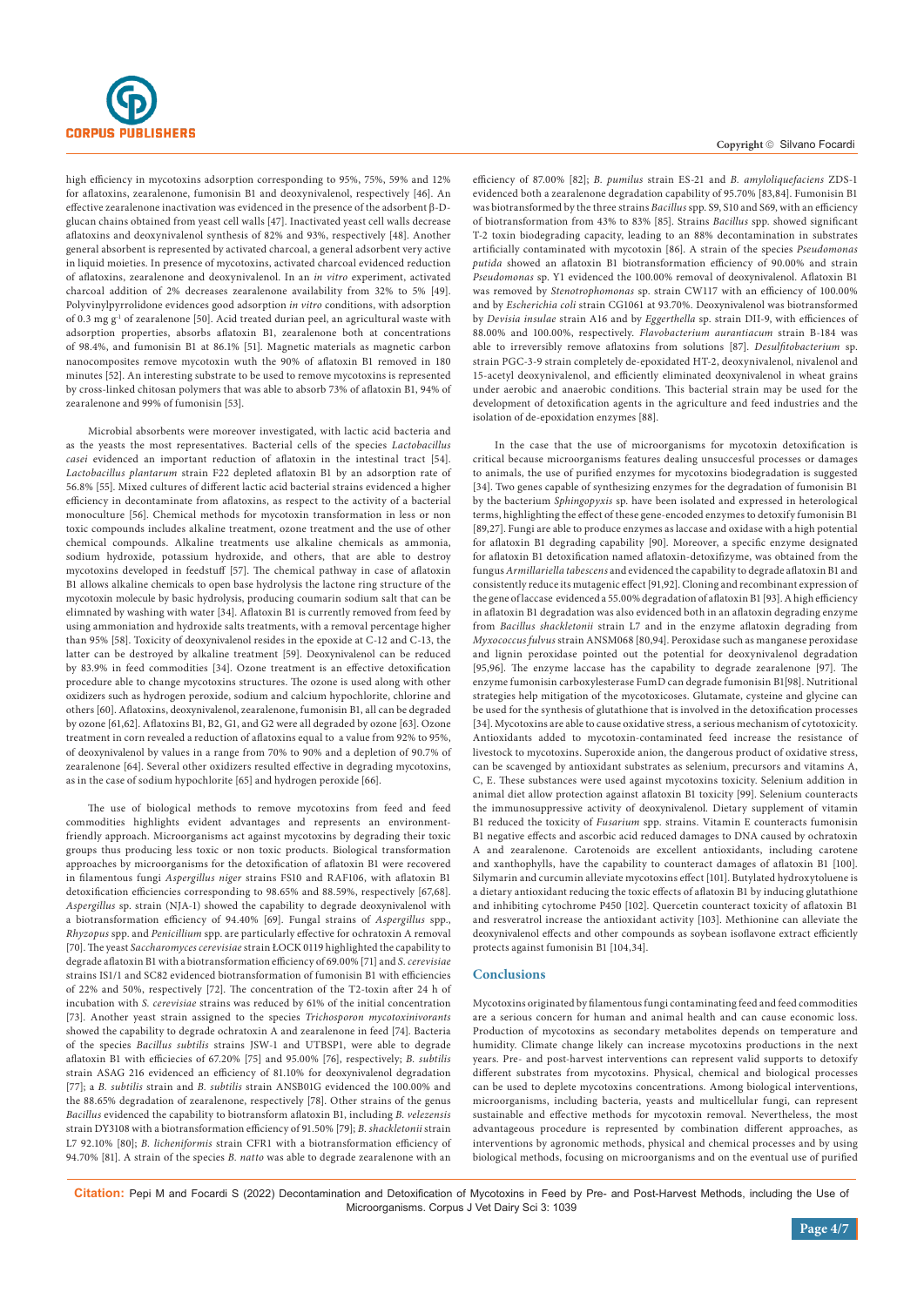high efficiency in mycotoxins adsorption corresponding to 95%, 75%, 59% and 12% for aflatoxins, zearalenone, fumonisin B1 and deoxynivalenol, respectively [46]. An effective zearalenone inactivation was evidenced in the presence of the adsorbent β-D-glucan chains obtained from yeast cell walls [47]. Inactivated yeast cell walls decrease aflatoxins and deoxynivalenol synthesis of 82% and 93%, respectively [48]. Another general absorbent is represented by activated charcoal, a general adsorbent very active in liquid moieties. In presence of mycotoxins, activated charcoal evidenced reduction of aflatoxins, zearalenone and deoxynivalenol. In an *in vitro* experiment, activated charcoal addition of 2% decreases zearalenone availability from 32% to 5% [49]. Polyvinylpyrrolidone evidences good adsorption *in vitro* conditions, with adsorption of 0.3 mg $g^{-1}$ of zearalenone [50]. Acid treated durian peel, an agricultural waste with adsorption properties, absorbs aflatoxin B1, zearalenone both at concentrations of 98.4%, and fumonisin B1 at 86.1% [51]. Magnetic materials as magnetic carbon nanocomposites remove mycotoxin wuth the 90% of aflatoxin B1 removed in 180 minutes [52]. An interesting substrate to be used to remove mycotoxins is represented by cross-linked chitosan polymers that was able to absorb 73% of aflatoxin B1, 94% of zearalenone and 99% of fumonisin [53].

Microbial absorbents were moreover investigated, with lactic acid bacteria and as the yeasts the most representatives. Bacterial cells of the species *Lactobacillus casei* evidenced an important reduction of aflatoxin in the intestinal tract [54]. *Lactobacillus plantarum* strain F22 depleted aflatoxin B1 by an adsorption rate of 56.8% [55]. Mixed cultures of different lactic acid bacterial strains evidenced a higher efficiency in decontaminate from aflatoxins, as respect to the activity of a bacterial monoculture [56]. Chemical methods for mycotoxin transformation in less or non toxic compounds includes alkaline treatment, ozone treatment and the use of other chemical compounds. Alkaline treatments use alkaline chemicals as ammonia, sodium hydroxide, potassium hydroxide, and others, that are able to destroy mycotoxins developed in feedstuff [57]. The chemical pathway in case of aflatoxin B1 allows alkaline chemicals to open base hydrolysis the lactone ring structure of the mycotoxin molecule by basic hydrolysis, producing coumarin sodium salt that can be elimnated by washing with water [34]. Aflatoxin B1 is currently removed from feed by using ammoniation and hydroxide salts treatments, with a removal percentage higher than 95% [58]. Toxicity of deoxynivalenol resides in the epoxide at C-12 and C-13, the latter can be destroyed by alkaline treatment [59]. Deoxynivalenol can be reduced by 83.9% in feed commodities [34]. Ozone treatment is an effective detoxification procedure able to change mycotoxins structures. The ozone is used along with other oxidizers such as hydrogen peroxide, sodium and calcium hypochlorite, chlorine and others [60]. Aflatoxins, deoxynivalenol, zearalenone, fumonisin B1, all can be degraded by ozone [61,62]. Aflatoxins B1, B2, G1, and G2 were all degraded by ozone [63]. Ozone treatment in corn revealed a reduction of aflatoxins equal to a value from 92% to 95%, of deoxynivalenol by values in a range from 70% to 90% and a depletion of 90.7% of zearalenone [64]. Several other oxidizers resulted effective in degrading mycotoxins, as in the case of sodium hypochlorite [65] and hydrogen peroxide [66].

The use of biological methods to remove mycotoxins from feed and feed commodities highlights evident advantages and represents an environment-friendly approach. Microorganisms act against mycotoxins by degrading their toxic groups thus producing less toxic or non toxic products. Biological transformation approaches by microorganisms for the detoxification of aflatoxin B1 were recovered in filamentous fungi *Aspergillus niger* strains FS10 and RAF106, with aflatoxin B1 detoxification efficiencies corresponding to 98.65% and 88.59%, respectively [67,68]. *Aspergillus* sp. strain (NJA-1) showed the capability to degrade deoxynivalenol with a biotransformation efficiency of 94.40% [69]. Fungal strains of *Aspergillus* spp., *Rhyzopus* spp. and *Penicillium* spp. are particularly effective for ochratoxin A removal [70]. The yeast *Saccharomyces cerevisiae* strain ŁOCK 0119 highlighted the capability to degrade aflatoxin B1 with a biotransformation efficiency of 69.00% [71] and *S. cerevisiae* strains IS1/1 and SC82 evidenced biotransformation of fumonisin B1 with efficiencies of 22% and 50%, respectively [72]. The concentration of the T2-toxin after 24 h of incubation with *S. cerevisiae* strains was reduced by 61% of the initial concentration [73]. Another yeast strain assigned to the species *Trichosporon mycotoxinivorants* showed the capability to degrade ochratoxin A and zearalenone in feed [74]. Bacteria of the species *Bacillus subtilis* strains JSW-1 and UTBSP1, were able to degrade aflatoxin B1 with efficiecies of 67.20% [75] and 95.00% [76], respectively; *B. subtilis* strain ASAG 216 evidenced an efficiency of 81.10% for deoxynivalenol degradation [77]; a *B. subtilis* strain and *B. subtilis* strain ANSB01G evidenced the 100.00% and the 88.65% degradation of zearalenone, respectively [78]. Other strains of the genus *Bacillus* evidenced the capability to biotransform aflatoxin B1, including *B. velezensis* strain DY3108 with a biotransformation efficiency of 91.50% [79]; *B. shackletonii* strain L7 92.10% [80]; *B. licheniformis* strain CFR1 with a biotransformation efficiency of 94.70% [81]. A strain of the species *B. natto* was able to degrade zearalenone with an efficiency of 87.00% [82]; *B. pumilus* strain ES-21 and *B. amyloliquefaciens* ZDS-1 evidenced both a zearalenone degradation capability of 95.70% [83,84]. Fumonisin B1 was biotransformed by the three strains *Bacillus* spp. S9, S10 and S69, with an efficiency of biotransformation from 43% to 83% [85]. Strains *Bacillus* spp. showed significant T-2 toxin biodegrading capacity, leading to an 88% decontamination in substrates artificially contaminated with mycotoxin [86]. A strain of the species *Pseudomonas putida* showed an aflatoxin B1 biotransformation efficiency of 90.00% and strain *Pseudomonas* sp. Y1 evidenced the 100.00% removal of deoxynivalenol. Aflatoxin B1 was removed by *Stenotrophomonas* sp. strain CW117 with an efficiency of 100.00% and by *Escherichia coli* strain CG1061 at 93.70%. Deoxynivalenol was biotransformed by *Devisia insulae* strain A16 and by *Eggerthella* sp. strain DII-9, with efficiences of 88.00% and 100.00%, respectively. *Flavobacterium aurantiacum* strain B-184 was able to irreversibly remove aflatoxins from solutions [87]. *Desulfitobacterium* sp. strain PGC-3-9 strain completely de-epoxidated HT-2, deoxynivalenol, nivalenol and 15-acetyl deoxynivalenol, and efficiently eliminated deoxynivalenol in wheat grains under aerobic and anaerobic conditions. This bacterial strain may be used for the development of detoxification agents in the agriculture and feed industries and the isolation of de-epoxidation enzymes [88].

In the case that the use of microorganisms for mycotoxin detoxification is critical because microorganisms features dealing unsuccesful processes or damages to animals, the use of purified enzymes for mycotoxins biodegradation is suggested [34]. Two genes capable of synthesizing enzymes for the degradation of fumonisin B1 by the bacterium *Sphingopyxis* sp. have been isolated and expressed in heterological terms, highlighting the effect of these gene-encoded enzymes to detoxify fumonisin B1 [89,27]. Fungi are able to produce enzymes as laccase and oxidase with a high potential for aflatoxin B1 degrading capability [90]. Moreover, a specific enzyme designated for aflatoxin B1 detoxification named aflatoxin-detoxifizyme, was obtained from the fungus *Armillariella tabescens* and evidenced the capability to degrade aflatoxin B1 and consistently reduce its mutagenic effect [91,92]. Cloning and recombinant expression of the gene of laccase evidenced a 55.00% degradation of aflatoxin B1 [93]. A high efficiency in aflatoxin B1 degradation was also evidenced both in an aflatoxin degrading enzyme from *Bacillus shackletonii* strain L7 and in the enzyme aflatoxin degrading from *Myxococcus fulvus* strain ANSM068 [80,94]. Peroxidase such as manganese peroxidase and lignin peroxidase pointed out the potential for deoxynivalenol degradation [95,96]. The enzyme laccase has the capability to degrade zearalenone [97]. The enzyme fumonisin carboxylesterase FumD can degrade fumonisin B1[98]. Nutritional strategies help mitigation of the mycotoxicoses. Glutamate, cysteine and glycine can be used for the synthesis of glutathione that is involved in the detoxification processes [34]. Mycotoxins are able to cause oxidative stress, a serious mechanism of cytotoxicity. Antioxidants added to mycotoxin-contaminated feed increase the resistance of livestock to mycotoxins. Superoxide anion, the dangerous product of oxidative stress, can be scavenged by antioxidant substrates as selenium, precursors and vitamins A, C, E. These substances were used against mycotoxins toxicity. Selenium addition in animal diet allow protection against aflatoxin B1 toxicity [99]. Selenium counteracts the immunosuppressive activity of deoxynivalenol. Dietary supplement of vitamin B1 reduced the toxicity of *Fusarium* spp. strains. Vitamin E counteracts fumonisin B1 negative effects and ascorbic acid reduced damages to DNA caused by ochratoxin A and zearalenone. Carotenoids are excellent antioxidants, including carotene and xanthophylls, have the capability to counteract damages of aflatoxin B1 [100]. Silymarin and curcumin alleviate mycotoxins effect [101]. Butylated hydroxytoluene is a dietary antioxidant reducing the toxic effects of aflatoxin B1 by inducing glutathione and inhibiting cytochrome P450 [102]. Quercetin counteract toxicity of aflatoxin B1 and resveratrol increase the antioxidant activity [103]. Methionine can alleviate the deoxynivalenol effects and other compounds as soybean isoflavone extract efficiently protects against fumonisin B1 [104,34].

## Conclusions

Mycotoxins originated by filamentous fungi contaminating feed and feed commodities are a serious concern for human and animal health and can cause economic loss. Production of mycotoxins as secondary metabolites depends on temperature and humidity. Climate change likely can increase mycotoxins productions in the next years. Pre- and post-harvest interventions can represent valid supports to detoxify different substrates from mycotoxins. Physical, chemical and biological processes can be used to deplete mycotoxins concentrations. Among biological interventions, microorganisms, including bacteria, yeasts and multicellular fungi, can represent sustainable and effective methods for mycotoxin removal. Nevertheless, the most advantageous procedure is represented by combination different approaches, as interventions by agronomic methods, physical and chemical processes and by using biological methods, focusing on microorganisms and on the eventual use of purified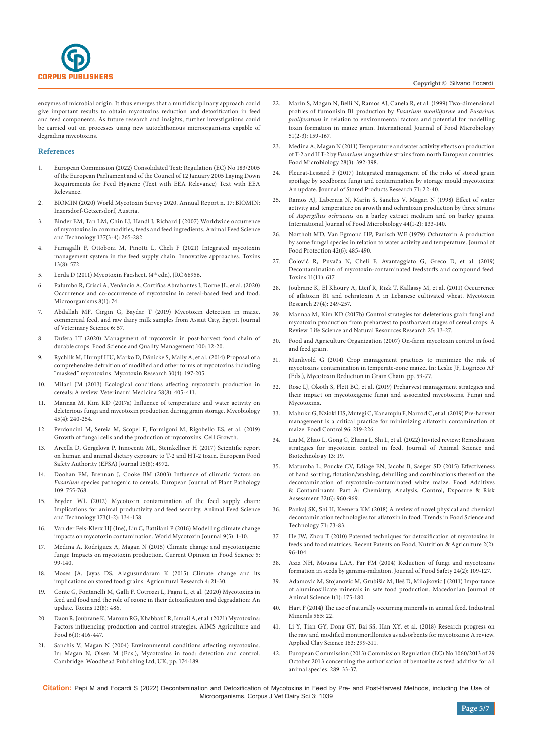enzymes of microbial origin. It thus emerges that a multidisciplinary approach could give important results to obtain mycotoxins reduction and detoxification in feed and feed components. As future research and insights, further investigations could be carried out on processes using new autochthonous microorganisms capable of degrading mycotoxins.

## References

1. European Commission (2022) Consolidated Text: Regulation (EC) No 183/2005 of the European Parliament and of the Council of 12 January 2005 Laying Down Requirements for Feed Hygiene (Text with EEA Relevance) Text with EEA Relevance.
2. BIOMIN (2020) World Mycotoxin Survey 2020. Annual Report n. 17; BIOMIN: Inzersdorf-Getzersdorf, Austria.
3. Binder EM, Tan LM, Chin LJ, Handl J, Richard J (2007) Worldwide occurrence of mycotoxins in commodities, feeds and feed ingredients. Animal Feed Science and Technology 137(3-4): 265-282.
4. Fumagalli F, Ottoboni M, Pinotti L, Cheli F (2021) Integrated mycotoxin management system in the feed supply chain: Innovative approaches. Toxins 13(8): 572.
5. Lerda D (2011) Mycotoxin Facsheet. (4th edn), JRC 66956.
6. Palumbo R, Crisci A, Venâncio A, Cortiñas Abrahantes J, Dorne JL, et al. (2020) Occurrence and co-occurrence of mycotoxins in cereal-based feed and food. Microorganisms 8(1): 74.
7. Abdallah MF, Girgin G, Baydar T (2019) Mycotoxin detection in maize, commercial feed, and raw dairy milk samples from Assiut City, Egypt. Journal of Veterinary Science 6: 57.
8. Dufera LT (2020) Management of mycotoxin in post-harvest food chain of durable crops. Food Science and Quality Management 100: 12-20.
9. Rychlik M, Humpf HU, Marko D, Dänicke S, Mally A, et al. (2014) Proposal of a comprehensive definition of modified and other forms of mycotoxins including "masked" mycotoxins. Mycotoxin Research 30(4): 197-205.
10. Milani JM (2013) Ecological conditions affecting mycotoxin production in cereals: A review. Veterinarni Medicina 58(8): 405-411.
11. Mannaa M, Kim KD (2017a) Influence of temperature and water activity on deleterious fungi and mycotoxin production during grain storage. Mycobiology 45(4): 240-254.
12. Perdoncini M, Sereia M, Scopel F, Formigoni M, Rigobello ES, et al. (2019) Growth of fungal cells and the production of mycotoxins. Cell Growth.
13. Arcella D, Gergelova P, Innocenti ML, Steinkellner H (2017) Scientific report on human and animal dietary exposure to T-2 and HT-2 toxin. European Food Safety Authority (EFSA) Journal 15(8): 4972.
14. Doohan FM, Brennan J, Cooke BM (2003) Influence of climatic factors on *Fusarium* species pathogenic to cereals. European Journal of Plant Pathology 109: 755-768.
15. Bryden WL (2012) Mycotoxin contamination of the feed supply chain: Implications for animal productivity and feed security. Animal Feed Science and Technology 173(1-2): 134-158.
16. Van der Fels-Klerx HJ (Ine), Liu C, Battilani P (2016) Modelling climate change impacts on mycotoxin contamination. World Mycotoxin Journal 9(5): 1-10.
17. Medina A, Rodríguez A, Magan N (2015) Climate change and mycotoxigenic fungi: Impacts on mycotoxin production. Current Opinion in Food Science 5: 99-140.
18. Moses JA, Jayas DS, Alagusundaram K (2015) Climate change and its implications on stored food grains. Agricultural Research 4: 21-30.
19. Conte G, Fontanelli M, Galli F, Cotrozzi L, Pagni L, et al. (2020) Mycotoxins in feed and food and the role of ozone in their detoxification and degradation: An update. Toxins 12(8): 486.
20. Daou R, Joubrane K, Maroun RG, Khabbaz LR, Ismail A, et al. (2021) Mycotoxins: Factors influencing production and control strategies. AIMS Agriculture and Food 6(1): 416-447.
21. Sanchis V, Magan N (2004) Environmental conditions affecting mycotoxins. In: Magan N, Olsen M (Eds.), Mycotoxins in food: detection and control. Cambridge: Woodhead Publishing Ltd, UK, pp. 174-189.
22. Marín S, Magan N, Bellì N, Ramos AJ, Canela R, et al. (1999) Two-dimensional profiles of fumonisin B1 production by *Fusarium moniliforme* and *Fusarium proliferatum* in relation to environmental factors and potential for modelling toxin formation in maize grain. International Journal of Food Microbiology 51(2-3): 159-167.
23. Medina A, Magan N (2011) Temperature and water activity effects on production of T-2 and HT-2 by *Fusarium* langsethiae strains from north European countries. Food Microbiology 28(3): 392-398.
24. Fleurat-Lessard F (2017) Integrated management of the risks of stored grain spoilage by seedborne fungi and contamination by storage mould mycotoxins: An update. Journal of Stored Products Research 71: 22-40.
25. Ramos AJ, Labernia N, Marín S, Sanchis V, Magan N (1998) Effect of water activity and temperature on growth and ochratoxin production by three strains of *Aspergillus ochraceus* on a barley extract medium and on barley grains. International Journal of Food Microbiology 44(1-2): 133-140.
26. Northolt MD, Van Egmond HP, Paulsch WE (1979) Ochratoxin A production by some fungal species in relation to water activity and temperature. Journal of Food Protection 42(6): 485-490.
27. Čolović R, Puvača N, Cheli F, Avantaggiato G, Greco D, et al. (2019) Decontamination of mycotoxin-contaminated feedstuffs and compound feed. Toxins 11(11): 617.
28. Joubrane K, El Khoury A, Lteif R, Rizk T, Kallassy M, et al. (2011) Occurrence of aflatoxin B1 and ochratoxin A in Lebanese cultivated wheat. Mycotoxin Research 27(4): 249-257.
29. Mannaa M, Kim KD (2017b) Control strategies for deleterious grain fungi and mycotoxin production from preharvest to postharvest stages of cereal crops: A Review. Life Science and Natural Resources Research 25: 13-27.
30. Food and Agriculture Organization (2007) On-farm mycotoxin control in food and feed grain.
31. Munkvold G (2014) Crop management practices to minimize the risk of mycotoxins contamination in temperate-zone maize. In: Leslie JF, Logrieco AF (Eds.), Mycotoxin Reduction in Grain Chain. pp. 59-77.
32. Rose LJ, Okoth S, Flett BC, et al. (2019) Preharvest management strategies and their impact on mycotoxigenic fungi and associated mycotoxins. Fungi and Mycotoxins.
33. Mahuku G, Nzioki HS, Mutegi C, Kanampiu F, Narrod C, et al. (2019) Pre-harvest management is a critical practice for minimizing aflatoxin contamination of maize. Food Control 96: 219-226.
34. Liu M, Zhao L, Gong G, Zhang L, Shi L, et al. (2022) Invited review: Remediation strategies for mycotoxin control in feed. Journal of Animal Science and Biotechnology 13: 19.
35. Matumba L, Poucke CV, Ediage EN, Jacobs B, Saeger SD (2015) Effectiveness of hand sorting, flotation/washing, dehulling and combinations thereof on the decontamination of mycotoxin-contaminated white maize. Food Additives & Contaminants: Part A: Chemistry, Analysis, Control, Exposure & Risk Assessment 32(6): 960-969.
36. Pankaj SK, Shi H, Keenera KM (2018) A review of novel physical and chemical decontamination technologies for aflatoxin in food. Trends in Food Science and Technology 71: 73-83.
37. He JW, Zhou T (2010) Patented techniques for detoxification of mycotoxins in feeds and food matrices. Recent Patents on Food, Nutrition & Agriculture 2(2): 96-104.
38. Aziz NH, Moussa LAA, Far FM (2004) Reduction of fungi and mycotoxins formation in seeds by gamma-radiation. Journal of Food Safety 24(2): 109-127.
39. Adamovic M, Stojanovic M, Grubišic M, Ileš D, Milojkovic J (2011) Importance of aluminosilicate minerals in safe food production. Macedonian Journal of Animal Science 1(1): 175-180.
40. Hart F (2014) The use of naturally occurring minerals in animal feed. Industrial Minerals 565: 22.
41. Li Y, Tian GY, Dong GY, Bai SS, Han XY, et al. (2018) Research progress on the raw and modified montmorillonites as adsorbents for mycotoxins: A review. Applied Clay Science 163: 299-311.
42. European Commission (2013) Commission Regulation (EC) No 1060/2013 of 29 October 2013 concerning the authorisation of bentonite as feed additive for all animal species. 289: 33-37.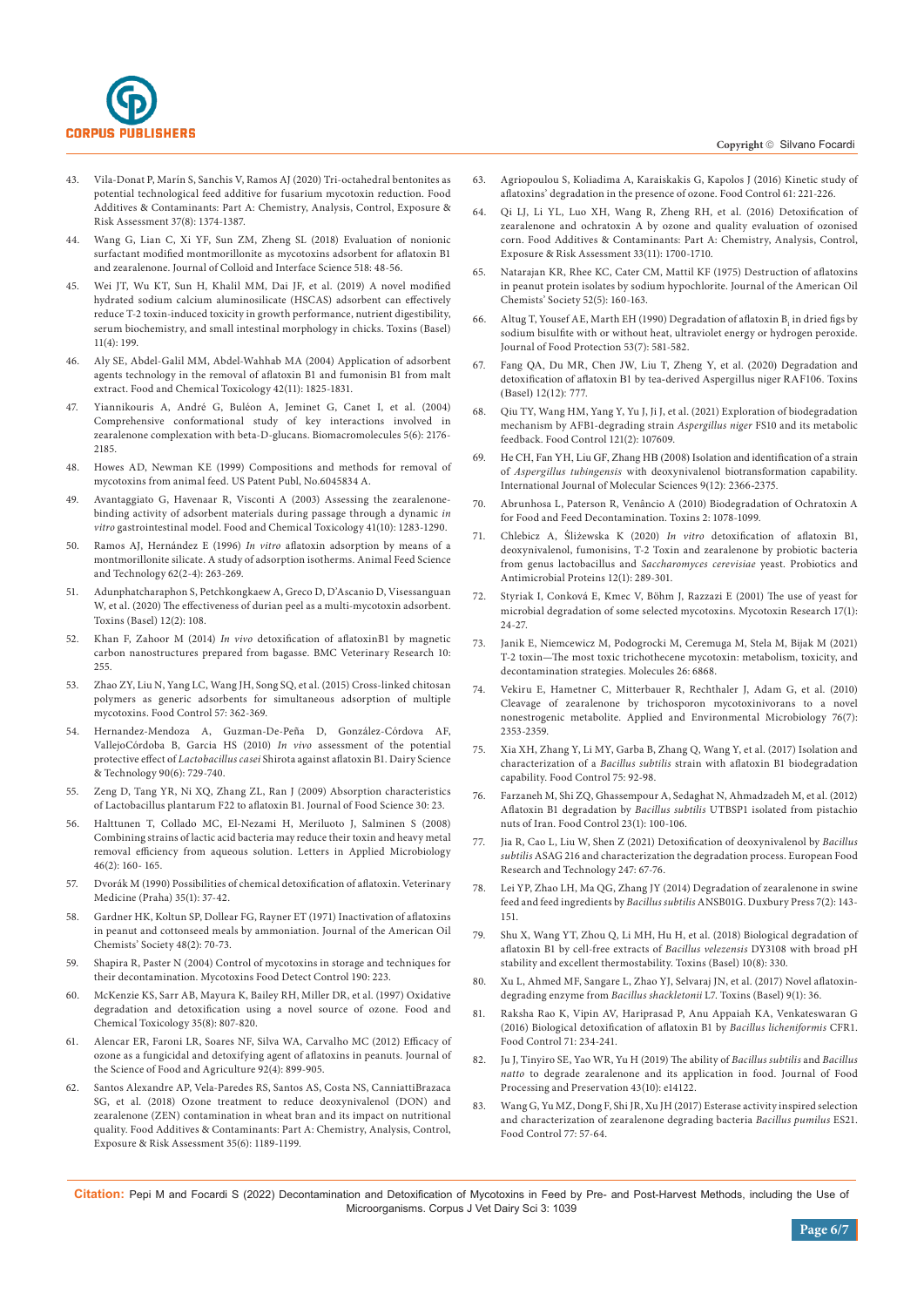43. Vila-Donat P, Marín S, Sanchis V, Ramos AJ (2020) Tri-octahedral bentonites as potential technological feed additive for fusarium mycotoxin reduction. Food Additives & Contaminants: Part A: Chemistry, Analysis, Control, Exposure & Risk Assessment 37(8): 1374-1387.
44. Wang G, Lian C, Xi YF, Sun ZM, Zheng SL (2018) Evaluation of nonionic surfactant modified montmorillonite as mycotoxins adsorbent for aflatoxin B1 and zearalenone. Journal of Colloid and Interface Science 518: 48-56.
45. Wei JT, Wu KT, Sun H, Khalil MM, Dai JF, et al. (2019) A novel modified hydrated sodium calcium aluminosilicate (HSCAS) adsorbent can effectively reduce T-2 toxin-induced toxicity in growth performance, nutrient digestibility, serum biochemistry, and small intestinal morphology in chicks. Toxins (Basel) 11(4): 199.
46. Aly SE, Abdel-Galil MM, Abdel-Wahhab MA (2004) Application of adsorbent agents technology in the removal of aflatoxin B1 and fumonisin B1 from malt extract. Food and Chemical Toxicology 42(11): 1825-1831.
47. Yiannikouris A, André G, Buléon A, Jeminet G, Canet I, et al. (2004) Comprehensive conformational study of key interactions involved in zearalenone complexation with beta-D-glucans. Biomacromolecules 5(6): 2176-2185.
48. Howes AD, Newman KE (1999) Compositions and methods for removal of mycotoxins from animal feed. US Patent Publ, No.6045834 A.
49. Avantaggiato G, Havenaar R, Visconti A (2003) Assessing the zearalenone-binding activity of adsorbent materials during passage through a dynamic *in vitro* gastrointestinal model. Food and Chemical Toxicology 41(10): 1283-1290.
50. Ramos AJ, Hernández E (1996) *In vitro* aflatoxin adsorption by means of a montmorillonite silicate. A study of adsorption isotherms. Animal Feed Science and Technology 62(2-4): 263-269.
51. Adunphatcharaphon S, Petchkongkaew A, Greco D, D'Ascanio D, Visessanguan W, et al. (2020) The effectiveness of durian peel as a multi-mycotoxin adsorbent. Toxins (Basel) 12(2): 108.
52. Khan F, Zahoor M (2014) *In vivo* detoxification of aflatoxinB1 by magnetic carbon nanostructures prepared from bagasse. BMC Veterinary Research 10: 255.
53. Zhao ZY, Liu N, Yang LC, Wang JH, Song SQ, et al. (2015) Cross-linked chitosan polymers as generic adsorbents for simultaneous adsorption of multiple mycotoxins. Food Control 57: 362-369.
54. Hernandez-Mendoza A, Guzman-De-Peña D, González-Córdova AF, VallejoCórdoba B, Garcia HS (2010) *In vivo* assessment of the potential protective effect of *Lactobacillus casei* Shirota against aflatoxin B1. Dairy Science & Technology 90(6): 729-740.
55. Zeng D, Tang YR, Ni XQ, Zhang ZL, Ran J (2009) Absorption characteristics of Lactobacillus plantarum F22 to aflatoxin B1. Journal of Food Science 30: 23.
56. Halttunen T, Collado MC, El-Nezami H, Meriluoto J, Salminen S (2008) Combining strains of lactic acid bacteria may reduce their toxin and heavy metal removal efficiency from aqueous solution. Letters in Applied Microbiology 46(2): 160- 165.
57. Dvorák M (1990) Possibilities of chemical detoxification of aflatoxin. Veterinary Medicine (Praha) 35(1): 37-42.
58. Gardner HK, Koltun SP, Dollear FG, Rayner ET (1971) Inactivation of aflatoxins in peanut and cottonseed meals by ammoniation. Journal of the American Oil Chemists' Society 48(2): 70-73.
59. Shapira R, Paster N (2004) Control of mycotoxins in storage and techniques for their decontamination. Mycotoxins Food Detect Control 190: 223.
60. McKenzie KS, Sarr AB, Mayura K, Bailey RH, Miller DR, et al. (1997) Oxidative degradation and detoxification using a novel source of ozone. Food and Chemical Toxicology 35(8): 807-820.
61. Alencar ER, Faroni LR, Soares NF, Silva WA, Carvalho MC (2012) Efficacy of ozone as a fungicidal and detoxifying agent of aflatoxins in peanuts. Journal of the Science of Food and Agriculture 92(4): 899-905.
62. Santos Alexandre AP, Vela-Paredes RS, Santos AS, Costa NS, CanniattiBrazaca SG, et al. (2018) Ozone treatment to reduce deoxynivalenol (DON) and zearalenone (ZEN) contamination in wheat bran and its impact on nutritional quality. Food Additives & Contaminants: Part A: Chemistry, Analysis, Control, Exposure & Risk Assessment 35(6): 1189-1199.
63. Agriopoulou S, Koliadima A, Karaiskakis G, Kapolos J (2016) Kinetic study of aflatoxins' degradation in the presence of ozone. Food Control 61: 221-226.
64. Qi LJ, Li YL, Luo XH, Wang R, Zheng RH, et al. (2016) Detoxification of zearalenone and ochratoxin A by ozone and quality evaluation of ozonised corn. Food Additives & Contaminants: Part A: Chemistry, Analysis, Control, Exposure & Risk Assessment 33(11): 1700-1710.
65. Natarajan KR, Rhee KC, Cater CM, Mattil KF (1975) Destruction of aflatoxins in peanut protein isolates by sodium hypochlorite. Journal of the American Oil Chemists' Society 52(5): 160-163.
66. Altug T, Yousef AE, Marth EH (1990) Degradation of aflatoxin $B_1$ in dried figs by sodium bisulfite with or without heat, ultraviolet energy or hydrogen peroxide. Journal of Food Protection 53(7): 581-582.
67. Fang QA, Du MR, Chen JW, Liu T, Zheng Y, et al. (2020) Degradation and detoxification of aflatoxin B1 by tea-derived Aspergillus niger RAF106. Toxins (Basel) 12(12): 777.
68. Qiu TY, Wang HM, Yang Y, Yu J, Ji J, et al. (2021) Exploration of biodegradation mechanism by AFB1-degrading strain *Aspergillus niger* FS10 and its metabolic feedback. Food Control 121(2): 107609.
69. He CH, Fan YH, Liu GF, Zhang HB (2008) Isolation and identification of a strain of *Aspergillus tubingensis* with deoxynivalenol biotransformation capability. International Journal of Molecular Sciences 9(12): 2366-2375.
70. Abrunhosa L, Paterson R, Venâncio A (2010) Biodegradation of Ochratoxin A for Food and Feed Decontamination. Toxins 2: 1078-1099.
71. Chlebicz A, Śliżewska K (2020) *In vitro* detoxification of aflatoxin B1, deoxynivalenol, fumonisins, T-2 Toxin and zearalenone by probiotic bacteria from genus lactobacillus and *Saccharomyces cerevisiae* yeast. Probiotics and Antimicrobial Proteins 12(1): 289-301.
72. Styriak I, Conková E, Kmec V, Böhm J, Razzazi E (2001) The use of yeast for microbial degradation of some selected mycotoxins. Mycotoxin Research 17(1): 24-27.
73. Janik E, Niemcewicz M, Podogrocki M, Ceremuga M, Stela M, Bijak M (2021) T-2 toxin—The most toxic trichothecene mycotoxin: metabolism, toxicity, and decontamination strategies. Molecules 26: 6868.
74. Vekiru E, Hametner C, Mitterbauer R, Rechthaler J, Adam G, et al. (2010) Cleavage of zearalenone by trichosporon mycotoxinivorans to a novel nonestrogenic metabolite. Applied and Environmental Microbiology 76(7): 2353-2359.
75. Xia XH, Zhang Y, Li MY, Garba B, Zhang Q, Wang Y, et al. (2017) Isolation and characterization of a *Bacillus subtilis* strain with aflatoxin B1 biodegradation capability. Food Control 75: 92-98.
76. Farzaneh M, Shi ZQ, Ghassempour A, Sedaghat N, Ahmadzadeh M, et al. (2012) Aflatoxin B1 degradation by *Bacillus subtilis* UTBSP1 isolated from pistachio nuts of Iran. Food Control 23(1): 100-106.
77. Jia R, Cao L, Liu W, Shen Z (2021) Detoxification of deoxynivalenol by *Bacillus subtilis* ASAG 216 and characterization the degradation process. European Food Research and Technology 247: 67-76.
78. Lei YP, Zhao LH, Ma QG, Zhang JY (2014) Degradation of zearalenone in swine feed and feed ingredients by *Bacillus subtilis* ANSB01G. Duxbury Press 7(2): 143-151.
79. Shu X, Wang YT, Zhou Q, Li MH, Hu H, et al. (2018) Biological degradation of aflatoxin B1 by cell-free extracts of *Bacillus velezensis* DY3108 with broad pH stability and excellent thermostability. Toxins (Basel) 10(8): 330.
80. Xu L, Ahmed MF, Sangare L, Zhao YJ, Selvaraj JN, et al. (2017) Novel aflatoxin-degrading enzyme from *Bacillus shackletonii* L7. Toxins (Basel) 9(1): 36.
81. Raksha Rao K, Vipin AV, Hariprasad P, Anu Appaiah KA, Venkateswaran G (2016) Biological detoxification of aflatoxin B1 by *Bacillus licheniformis* CFR1. Food Control 71: 234-241.
82. Ju J, Tinyiro SE, Yao WR, Yu H (2019) The ability of *Bacillus subtilis* and *Bacillus natto* to degrade zearalenone and its application in food. Journal of Food Processing and Preservation 43(10): e14122.
83. Wang G, Yu MZ, Dong F, Shi JR, Xu JH (2017) Esterase activity inspired selection and characterization of zearalenone degrading bacteria *Bacillus pumilus* ES21. Food Control 77: 57-64.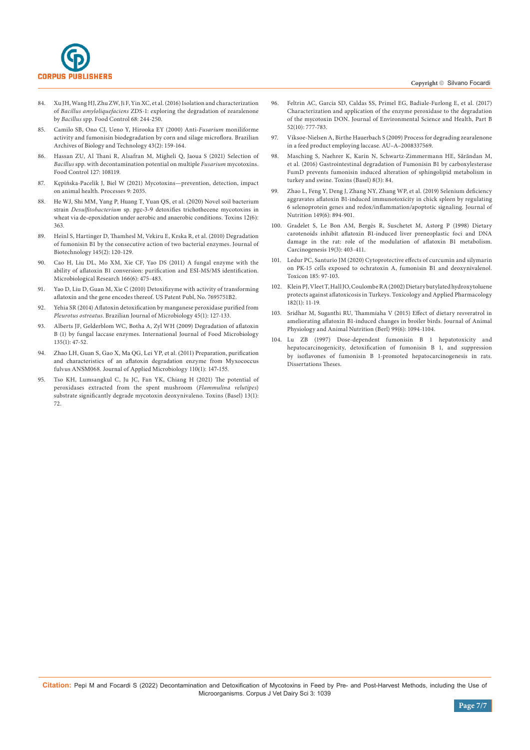84. Xu JH, Wang HJ, Zhu ZW, Ji F, Yin XC, et al. (2016) Isolation and characterization of *Bacillus amyloliquefaciens* ZDS-1: exploring the degradation of zearalenone by *Bacillus* spp. Food Control 68: 244-250.
85. Camilo SB, Ono CJ, Ueno Y, Hirooka EY (2000) Anti-*Fusarium* moniliforme activity and fumonisin biodegradation by corn and silage microflora. Brazilian Archives of Biology and Technology 43(2): 159-164.
86. Hassan ZU, Al Thani R, Alsafran M, Migheli Q, Jaoua S (2021) Selection of *Bacillus* spp. with decontamination potential on multiple *Fusarium* mycotoxins. Food Control 127: 108119.
87. Kępińska-Pacelik J, Biel W (2021) Mycotoxins—prevention, detection, impact on animal health. Processes 9: 2035.
88. He WJ, Shi MM, Yang P, Huang T, Yuan QS, et al. (2020) Novel soil bacterium strain *Desulfitobacterium* sp. pgc-3-9 detoxifies trichothecene mycotoxins in wheat via de-epoxidation under aerobic and anaerobic conditions. Toxins 12(6): 363.
89. Heinl S, Hartinger D, Thamhesl M, Vekiru E, Krska R, et al. (2010) Degradation of fumonisin B1 by the consecutive action of two bacterial enzymes. Journal of Biotechnology 145(2): 120-129.
90. Cao H, Liu DL, Mo XM, Xie CF, Yao DS (2011) A fungal enzyme with the ability of aflatoxin B1 conversion: purification and ESI-MS/MS identification. Microbiological Research 166(6): 475-483.
91. Yao D, Liu D, Guan M, Xie C (2010) Detoxifizyme with activity of transforming aflatoxin and the gene encodes thereof. US Patent Publ, No. 7695751B2.
92. Yehia SR (2014) Aflatoxin detoxification by manganese peroxidase purified from *Pleurotus ostreatus*. Brazilian Journal of Microbiology 45(1): 127-133.
93. Alberts JF, Gelderblom WC, Botha A, Zyl WH (2009) Degradation of aflatoxin B (1) by fungal laccase enzymes. International Journal of Food Microbiology 135(1): 47-52.
94. Zhao LH, Guan S, Gao X, Ma QG, Lei YP, et al. (2011) Preparation, purification and characteristics of an aflatoxin degradation enzyme from Myxococcus fulvus ANSM068. Journal of Applied Microbiology 110(1): 147-155.
95. Tso KH, Lumsangkul C, Ju JC, Fan YK, Chiang H (2021) The potential of peroxidases extracted from the spent mushroom (*Flammulina velutipes*) substrate significantly degrade mycotoxin deoxynivaleno. Toxins (Basel) 13(1): 72.
96. Feltrin AC, Garcia SD, Caldas SS, Primel EG, Badiale-Furlong E, et al. (2017) Characterization and application of the enzyme peroxidase to the degradation of the mycotoxin DON. Journal of Environmental Science and Health, Part B 52(10): 777-783.
97. Viksoe-Nielsen A, Birthe Hauerbach S (2009) Process for degrading zearalenone in a feed product employing laccase. AU–A–2008337569.
98. Masching S, Naehrer K, Karin N, Schwartz-Zimmermann HE, Sărăndan M, et al. (2016) Gastrointestinal degradation of Fumonisin B1 by carboxylesterase FumD prevents fumonisin induced alteration of sphingolipid metabolism in turkey and swine. Toxins (Basel) 8(3): 84.
99. Zhao L, Feng Y, Deng J, Zhang NY, Zhang WP, et al. (2019) Selenium deficiency aggravates aflatoxin B1-induced immunotoxicity in chick spleen by regulating 6 selenoprotein genes and redox/inflammation/apoptotic signaling. Journal of Nutrition 149(6): 894-901.
100. Gradelet S, Le Bon AM, Bergès R, Suschetet M, Astorg P (1998) Dietary carotenoids inhibit aflatoxin B1-induced liver preneoplastic foci and DNA damage in the rat: role of the modulation of aflatoxin B1 metabolism. Carcinogenesis 19(3): 403-411.
101. Ledur PC, Santurio JM (2020) Cytoprotective effects of curcumin and silymarin on PK-15 cells exposed to ochratoxin A, fumonisin B1 and deoxynivalenol. Toxicon 185: 97-103.
102. Klein PJ, Vleet T, Hall JO, Coulombe RA (2002) Dietary butylated hydroxytoluene protects against aflatoxicosis in Turkeys. Toxicology and Applied Pharmacology 182(1): 11-19.
103. Sridhar M, Suganthi RU, Thammiaha V (2015) Effect of dietary resveratrol in ameliorating aflatoxin B1-induced changes in broiler birds. Journal of Animal Physiology and Animal Nutrition (Berl) 99(6): 1094-1104.
104. Lu ZB (1997) Dose-dependent fumonisin B 1 hepatotoxicity and hepatocarcinogenicity, detoxification of fumonisin B 1, and suppression by isoflavones of fumonisin B 1-promoted hepatocarcinogenesis in rats. Dissertations Theses.